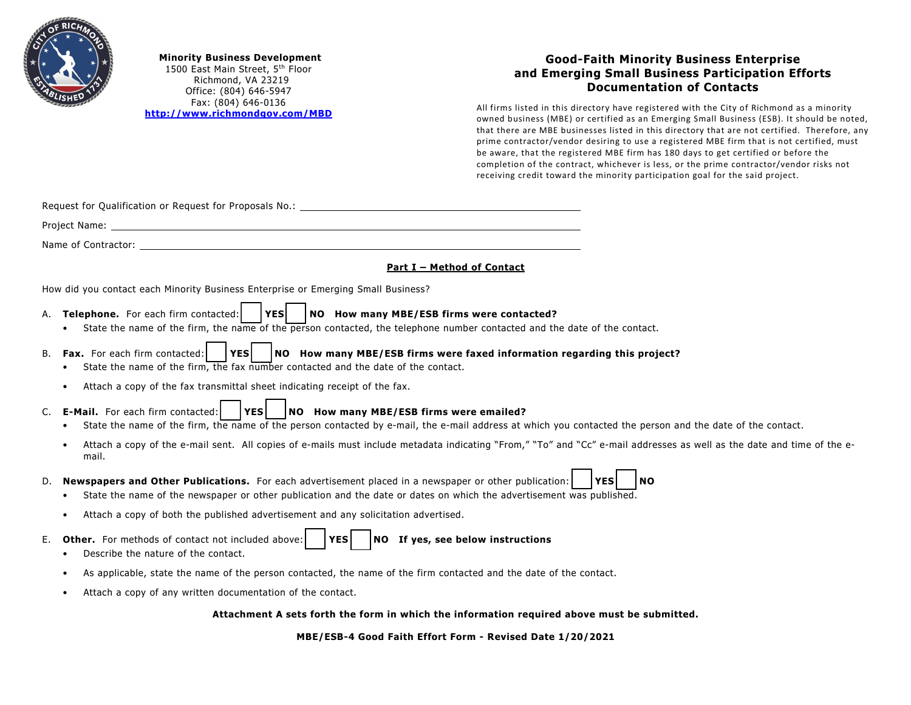**Minority Business Development**
1500 East Main Street, 5th Floor
Richmond, VA 23219
Office: (804) 646-5947
Fax: (804) 646-0136
http://www.richmondgov.com/MBD

# Good-Faith Minority Business Enterprise and Emerging Small Business Participation Efforts Documentation of Contacts

All firms listed in this directory have registered with the City of Richmond as a minority owned business (MBE) or certified as an Emerging Small Business (ESB). It should be noted, that there are MBE businesses listed in this directory that are not certified. Therefore, any prime contractor/vendor desiring to use a registered MBE firm that is not certified, must be aware, that the registered MBE firm has 180 days to get certified or before the completion of the contract, whichever is less, or the prime contractor/vendor risks not receiving credit toward the minority participation goal for the said project.

Request for Qualification or Request for Proposals No.: ______________________________

Project Name: ______________________________

Name of Contractor: ______________________________

## Part I – Method of Contact

How did you contact each Minority Business Enterprise or Emerging Small Business?

A. **Telephone.** For each firm contacted: ☐ **YES** ☐ **NO** **How many MBE/ESB firms were contacted?**
   - State the name of the firm, the name of the person contacted, the telephone number contacted and the date of the contact.

B. **Fax.** For each firm contacted: ☐ **YES** ☐ **NO** **How many MBE/ESB firms were faxed information regarding this project?**
   - State the name of the firm, the fax number contacted and the date of the contact.
   - Attach a copy of the fax transmittal sheet indicating receipt of the fax.

C. **E-Mail.** For each firm contacted: ☐ **YES** ☐ **NO** **How many MBE/ESB firms were emailed?**
   - State the name of the firm, the name of the person contacted by e-mail, the e-mail address at which you contacted the person and the date of the contact.
   - Attach a copy of the e-mail sent. All copies of e-mails must include metadata indicating "From," "To" and "Cc" e-mail addresses as well as the date and time of the e-mail.

D. **Newspapers and Other Publications.** For each advertisement placed in a newspaper or other publication: ☐ **YES** ☐ **NO**
   - State the name of the newspaper or other publication and the date or dates on which the advertisement was published.
   - Attach a copy of both the published advertisement and any solicitation advertised.

E. **Other.** For methods of contact not included above: ☐ **YES** ☐ **NO** **If yes, see below instructions**
   - Describe the nature of the contact.
   - As applicable, state the name of the person contacted, the name of the firm contacted and the date of the contact.
   - Attach a copy of any written documentation of the contact.

**Attachment A sets forth the form in which the information required above must be submitted.**

**MBE/ESB-4 Good Faith Effort Form - Revised Date 1/20/2021**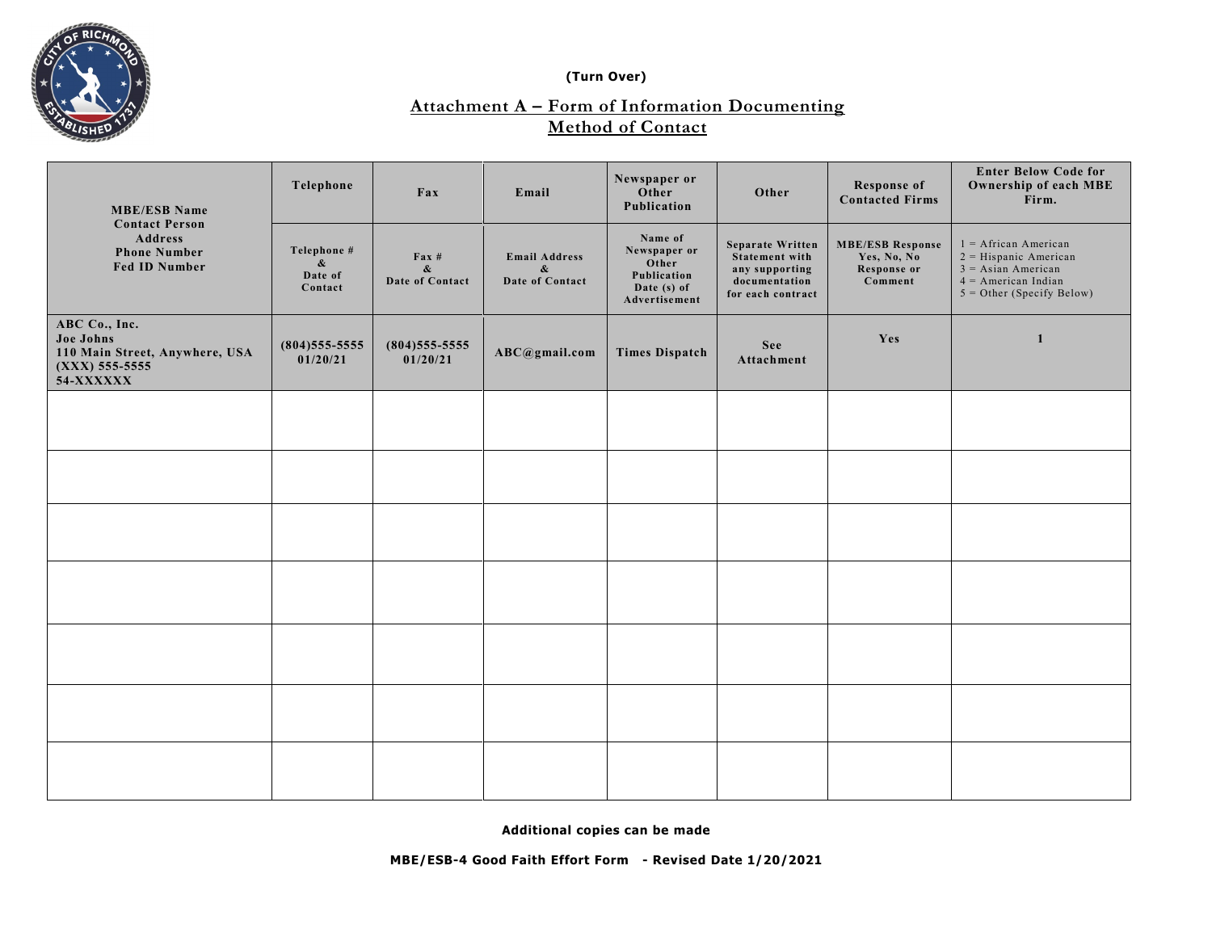(Turn Over)

## Attachment A – Form of Information Documenting Method of Contact

| MBE/ESB Name<br>Contact Person<br>Address<br>Phone Number<br>Fed ID Number | Telephone | Fax | Email | Newspaper or Other Publication | Other | Response of Contacted Firms | Enter Below Code for Ownership of each MBE Firm. |
|---|---|---|---|---|---|---|---|
| | Telephone #<br>&<br>Date of Contact | Fax #<br>&<br>Date of Contact | Email Address<br>&<br>Date of Contact | Name of Newspaper or Other Publication Date (s) of Advertisement | Separate Written Statement with any supporting documentation for each contract | MBE/ESB Response Yes, No, No Response or Comment | 1 = African American<br>2 = Hispanic American<br>3 = Asian American<br>4 = American Indian<br>5 = Other (Specify Below) |
| ABC Co., Inc.<br>Joe Johns<br>110 Main Street, Anywhere, USA<br>(XXX) 555-5555<br>54-XXXXXX | (804)555-5555<br>01/20/21 | (804)555-5555<br>01/20/21 | ABC@gmail.com | Times Dispatch | See Attachment | Yes | 1 |
| | | | | | | | |
| | | | | | | | |
| | | | | | | | |
| | | | | | | | |
| | | | | | | | |
| | | | | | | | |
| | | | | | | | |

**Additional copies can be made**

**MBE/ESB-4 Good Faith Effort Form - Revised Date 1/20/2021**